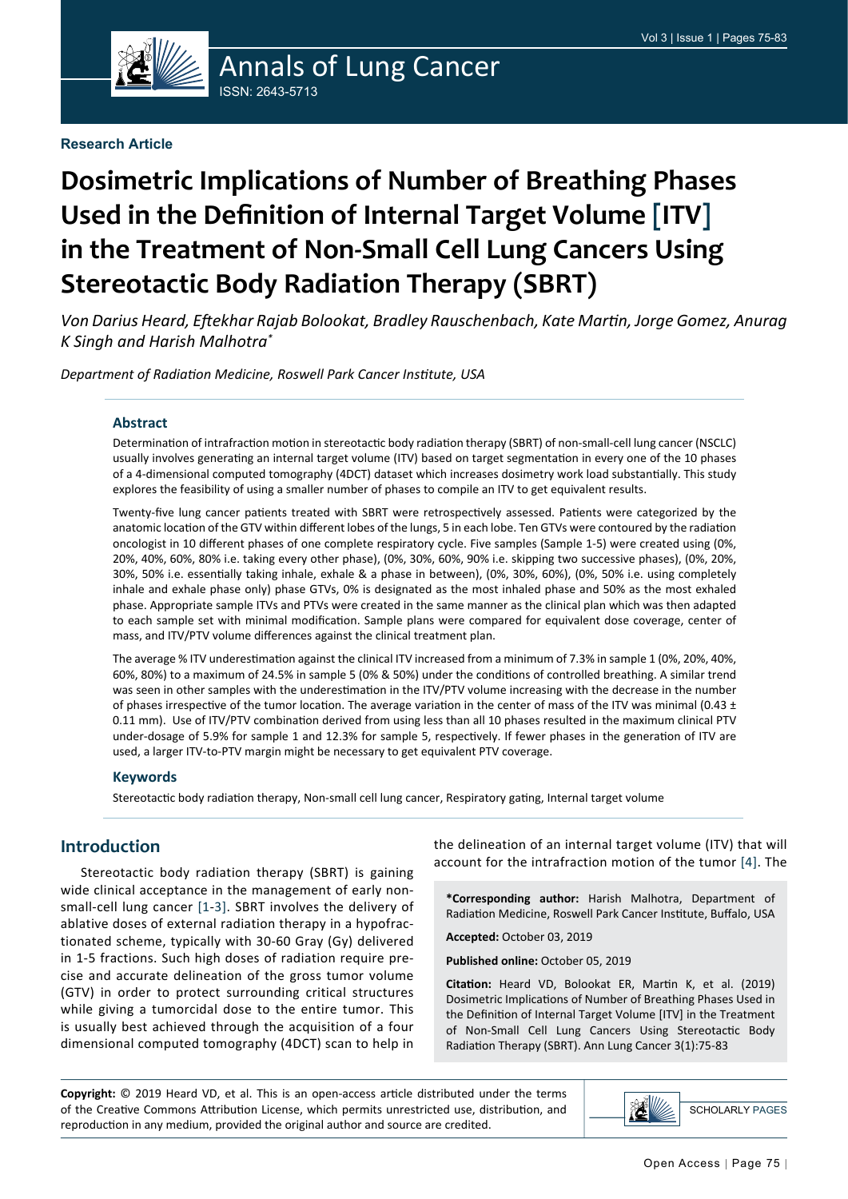Research Article

# Dosimetric Implications of Number of Breathing Phases Used in the Definition of Internal Target Volume [ITV] in the Treatment of Non-Small Cell Lung Cancers Using Stereotactic Body Radiation Therapy (SBRT)

*Von Darius Heard, Eftekhar Rajab Bolookat, Bradley Rauschenbach, Kate Martin, Jorge Gomez, Anurag K Singh and Harish Malhotra\**

*Department of Radiation Medicine, Roswell Park Cancer Institute, USA*

## Abstract

Determination of intrafraction motion in stereotactic body radiation therapy (SBRT) of non-small-cell lung cancer (NSCLC) usually involves generating an internal target volume (ITV) based on target segmentation in every one of the 10 phases of a 4-dimensional computed tomography (4DCT) dataset which increases dosimetry work load substantially. This study explores the feasibility of using a smaller number of phases to compile an ITV to get equivalent results.

Twenty-five lung cancer patients treated with SBRT were retrospectively assessed. Patients were categorized by the anatomic location of the GTV within different lobes of the lungs, 5 in each lobe. Ten GTVs were contoured by the radiation oncologist in 10 different phases of one complete respiratory cycle. Five samples (Sample 1-5) were created using (0%, 20%, 40%, 60%, 80% i.e. taking every other phase), (0%, 30%, 60%, 90% i.e. skipping two successive phases), (0%, 20%, 30%, 50% i.e. essentially taking inhale, exhale & a phase in between), (0%, 30%, 60%), (0%, 50% i.e. using completely inhale and exhale phase only) phase GTVs, 0% is designated as the most inhaled phase and 50% as the most exhaled phase. Appropriate sample ITVs and PTVs were created in the same manner as the clinical plan which was then adapted to each sample set with minimal modification. Sample plans were compared for equivalent dose coverage, center of mass, and ITV/PTV volume differences against the clinical treatment plan.

The average % ITV underestimation against the clinical ITV increased from a minimum of 7.3% in sample 1 (0%, 20%, 40%, 60%, 80%) to a maximum of 24.5% in sample 5 (0% & 50%) under the conditions of controlled breathing. A similar trend was seen in other samples with the underestimation in the ITV/PTV volume increasing with the decrease in the number of phases irrespective of the tumor location. The average variation in the center of mass of the ITV was minimal (0.43 ± 0.11 mm). Use of ITV/PTV combination derived from using less than all 10 phases resulted in the maximum clinical PTV under-dosage of 5.9% for sample 1 and 12.3% for sample 5, respectively. If fewer phases in the generation of ITV are used, a larger ITV-to-PTV margin might be necessary to get equivalent PTV coverage.

## Keywords

Stereotactic body radiation therapy, Non-small cell lung cancer, Respiratory gating, Internal target volume

## Introduction

Stereotactic body radiation therapy (SBRT) is gaining wide clinical acceptance in the management of early non-small-cell lung cancer [1-3]. SBRT involves the delivery of ablative doses of external radiation therapy in a hypofractionated scheme, typically with 30-60 Gray (Gy) delivered in 1-5 fractions. Such high doses of radiation require precise and accurate delineation of the gross tumor volume (GTV) in order to protect surrounding critical structures while giving a tumorcidal dose to the entire tumor. This is usually best achieved through the acquisition of a four dimensional computed tomography (4DCT) scan to help in the delineation of an internal target volume (ITV) that will account for the intrafraction motion of the tumor [4]. The

**\*Corresponding author:** Harish Malhotra, Department of Radiation Medicine, Roswell Park Cancer Institute, Buffalo, USA

**Accepted:** October 03, 2019

**Published online:** October 05, 2019

**Citation:** Heard VD, Bolookat ER, Martin K, et al. (2019) Dosimetric Implications of Number of Breathing Phases Used in the Definition of Internal Target Volume [ITV] in the Treatment of Non-Small Cell Lung Cancers Using Stereotactic Body Radiation Therapy (SBRT). Ann Lung Cancer 3(1):75-83

**Copyright:** © 2019 Heard VD, et al. This is an open-access article distributed under the terms of the Creative Commons Attribution License, which permits unrestricted use, distribution, and reproduction in any medium, provided the original author and source are credited.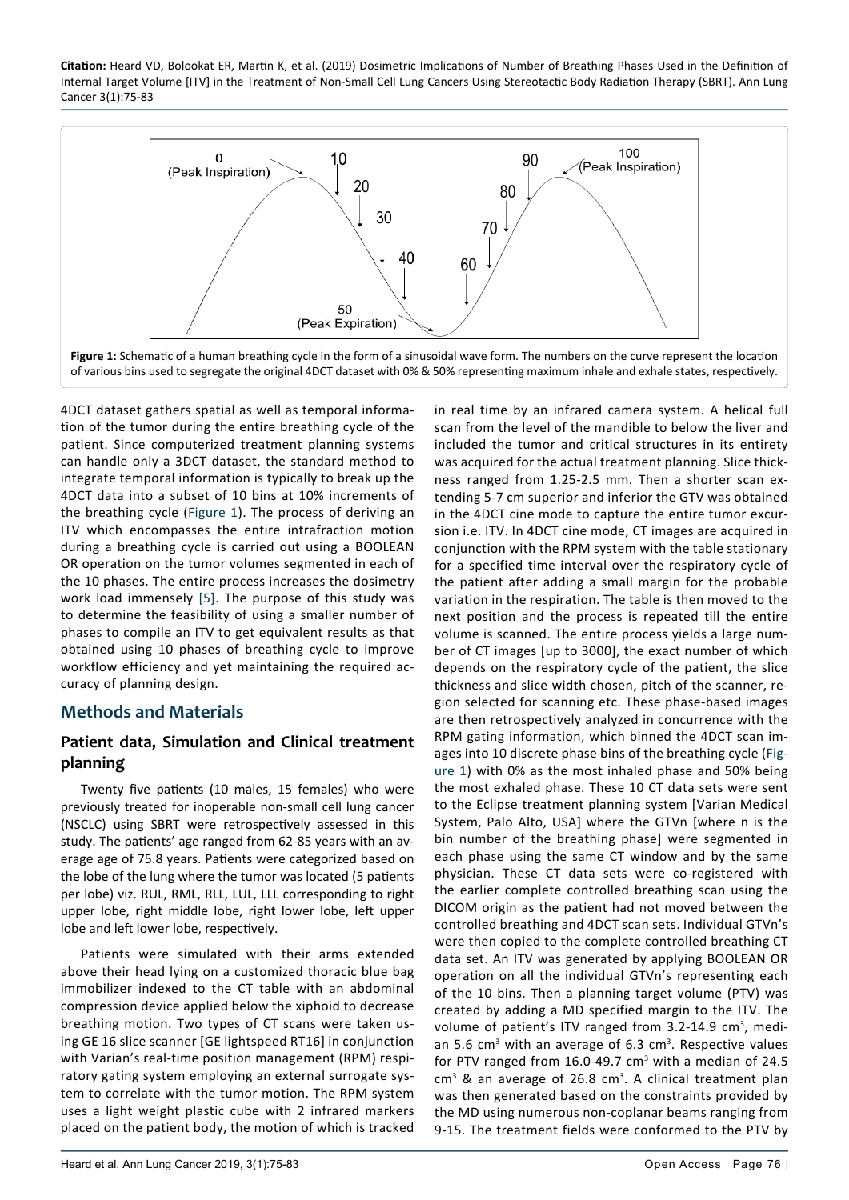**Figure 1:** Schematic of a human breathing cycle in the form of a sinusoidal wave form. The numbers on the curve represent the location of various bins used to segregate the original 4DCT dataset with 0% & 50% representing maximum inhale and exhale states, respectively.

4DCT dataset gathers spatial as well as temporal information of the tumor during the entire breathing cycle of the patient. Since computerized treatment planning systems can handle only a 3DCT dataset, the standard method to integrate temporal information is typically to break up the 4DCT data into a subset of 10 bins at 10% increments of the breathing cycle (Figure 1). The process of deriving an ITV which encompasses the entire intrafraction motion during a breathing cycle is carried out using a BOOLEAN OR operation on the tumor volumes segmented in each of the 10 phases. The entire process increases the dosimetry work load immensely [5]. The purpose of this study was to determine the feasibility of using a smaller number of phases to compile an ITV to get equivalent results as that obtained using 10 phases of breathing cycle to improve workflow efficiency and yet maintaining the required accuracy of planning design.

## Methods and Materials

### Patient data, Simulation and Clinical treatment planning

Twenty five patients (10 males, 15 females) who were previously treated for inoperable non-small cell lung cancer (NSCLC) using SBRT were retrospectively assessed in this study. The patients' age ranged from 62-85 years with an average age of 75.8 years. Patients were categorized based on the lobe of the lung where the tumor was located (5 patients per lobe) viz. RUL, RML, RLL, LUL, LLL corresponding to right upper lobe, right middle lobe, right lower lobe, left upper lobe and left lower lobe, respectively.

Patients were simulated with their arms extended above their head lying on a customized thoracic blue bag immobilizer indexed to the CT table with an abdominal compression device applied below the xiphoid to decrease breathing motion. Two types of CT scans were taken using GE 16 slice scanner [GE lightspeed RT16] in conjunction with Varian's real-time position management (RPM) respiratory gating system employing an external surrogate system to correlate with the tumor motion. The RPM system uses a light weight plastic cube with 2 infrared markers placed on the patient body, the motion of which is tracked in real time by an infrared camera system. A helical full scan from the level of the mandible to below the liver and included the tumor and critical structures in its entirety was acquired for the actual treatment planning. Slice thickness ranged from 1.25-2.5 mm. Then a shorter scan extending 5-7 cm superior and inferior the GTV was obtained in the 4DCT cine mode to capture the entire tumor excursion i.e. ITV. In 4DCT cine mode, CT images are acquired in conjunction with the RPM system with the table stationary for a specified time interval over the respiratory cycle of the patient after adding a small margin for the probable variation in the respiration. The table is then moved to the next position and the process is repeated till the entire volume is scanned. The entire process yields a large number of CT images [up to 3000], the exact number of which depends on the respiratory cycle of the patient, the slice thickness and slice width chosen, pitch of the scanner, region selected for scanning etc. These phase-based images are then retrospectively analyzed in concurrence with the RPM gating information, which binned the 4DCT scan images into 10 discrete phase bins of the breathing cycle (Figure 1) with 0% as the most inhaled phase and 50% being the most exhaled phase. These 10 CT data sets were sent to the Eclipse treatment planning system [Varian Medical System, Palo Alto, USA] where the GTVn [where n is the bin number of the breathing phase] were segmented in each phase using the same CT window and by the same physician. These CT data sets were co-registered with the earlier complete controlled breathing scan using the DICOM origin as the patient had not moved between the controlled breathing and 4DCT scan sets. Individual GTVn's were then copied to the complete controlled breathing CT data set. An ITV was generated by applying BOOLEAN OR operation on all the individual GTVn's representing each of the 10 bins. Then a planning target volume (PTV) was created by adding a MD specified margin to the ITV. The volume of patient's ITV ranged from 3.2-14.9 $cm^3$, median 5.6 $cm^3$ with an average of 6.3 $cm^3$. Respective values for PTV ranged from 16.0-49.7 $cm^3$ with a median of 24.5 $cm^3$ & an average of 26.8 $cm^3$. A clinical treatment plan was then generated based on the constraints provided by the MD using numerous non-coplanar beams ranging from 9-15. The treatment fields were conformed to the PTV by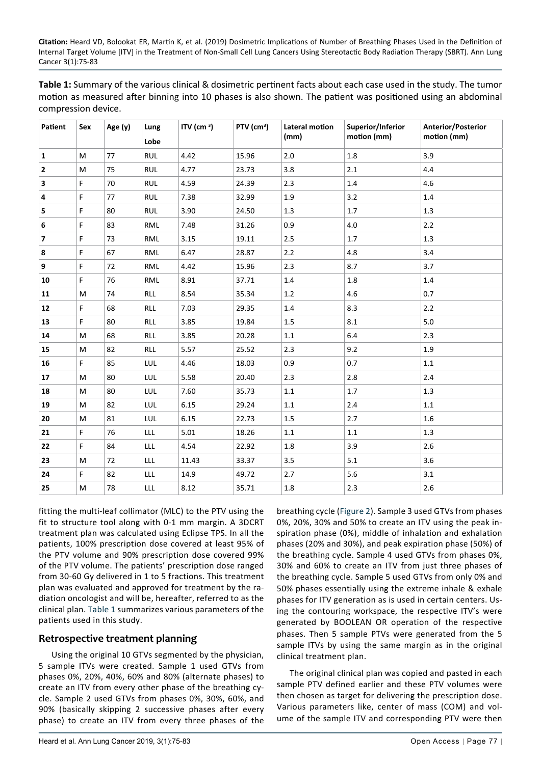**Table 1:** Summary of the various clinical & dosimetric pertinent facts about each case used in the study. The tumor motion as measured after binning into 10 phases is also shown. The patient was positioned using an abdominal compression device.

| Patient | Sex | Age (y) | Lung Lobe | ITV (cm $^3$) | PTV (cm$^3$) | Lateral motion (mm) | Superior/Inferior motion (mm) | Anterior/Posterior motion (mm) |
|---|---|---|---|---|---|---|---|---|
| **1** | M | 77 | RUL | 4.42 | 15.96 | 2.0 | 1.8 | 3.9 |
| **2** | M | 75 | RUL | 4.77 | 23.73 | 3.8 | 2.1 | 4.4 |
| **3** | F | 70 | RUL | 4.59 | 24.39 | 2.3 | 1.4 | 4.6 |
| **4** | F | 77 | RUL | 7.38 | 32.99 | 1.9 | 3.2 | 1.4 |
| **5** | F | 80 | RUL | 3.90 | 24.50 | 1.3 | 1.7 | 1.3 |
| **6** | F | 83 | RML | 7.48 | 31.26 | 0.9 | 4.0 | 2.2 |
| **7** | F | 73 | RML | 3.15 | 19.11 | 2.5 | 1.7 | 1.3 |
| **8** | F | 67 | RML | 6.47 | 28.87 | 2.2 | 4.8 | 3.4 |
| **9** | F | 72 | RML | 4.42 | 15.96 | 2.3 | 8.7 | 3.7 |
| **10** | F | 76 | RML | 8.91 | 37.71 | 1.4 | 1.8 | 1.4 |
| **11** | M | 74 | RLL | 8.54 | 35.34 | 1.2 | 4.6 | 0.7 |
| **12** | F | 68 | RLL | 7.03 | 29.35 | 1.4 | 8.3 | 2.2 |
| **13** | F | 80 | RLL | 3.85 | 19.84 | 1.5 | 8.1 | 5.0 |
| **14** | M | 68 | RLL | 3.85 | 20.28 | 1.1 | 6.4 | 2.3 |
| **15** | M | 82 | RLL | 5.57 | 25.52 | 2.3 | 9.2 | 1.9 |
| **16** | F | 85 | LUL | 4.46 | 18.03 | 0.9 | 0.7 | 1.1 |
| **17** | M | 80 | LUL | 5.58 | 20.40 | 2.3 | 2.8 | 2.4 |
| **18** | M | 80 | LUL | 7.60 | 35.73 | 1.1 | 1.7 | 1.3 |
| **19** | M | 82 | LUL | 6.15 | 29.24 | 1.1 | 2.4 | 1.1 |
| **20** | M | 81 | LUL | 6.15 | 22.73 | 1.5 | 2.7 | 1.6 |
| **21** | F | 76 | LLL | 5.01 | 18.26 | 1.1 | 1.1 | 1.3 |
| **22** | F | 84 | LLL | 4.54 | 22.92 | 1.8 | 3.9 | 2.6 |
| **23** | M | 72 | LLL | 11.43 | 33.37 | 3.5 | 5.1 | 3.6 |
| **24** | F | 82 | LLL | 14.9 | 49.72 | 2.7 | 5.6 | 3.1 |
| **25** | M | 78 | LLL | 8.12 | 35.71 | 1.8 | 2.3 | 2.6 |

fitting the multi-leaf collimator (MLC) to the PTV using the fit to structure tool along with 0-1 mm margin. A 3DCRT treatment plan was calculated using Eclipse TPS. In all the patients, 100% prescription dose covered at least 95% of the PTV volume and 90% prescription dose covered 99% of the PTV volume. The patients' prescription dose ranged from 30-60 Gy delivered in 1 to 5 fractions. This treatment plan was evaluated and approved for treatment by the radiation oncologist and will be, hereafter, referred to as the clinical plan. Table 1 summarizes various parameters of the patients used in this study.

## Retrospective treatment planning

Using the original 10 GTVs segmented by the physician, 5 sample ITVs were created. Sample 1 used GTVs from phases 0%, 20%, 40%, 60% and 80% (alternate phases) to create an ITV from every other phase of the breathing cycle. Sample 2 used GTVs from phases 0%, 30%, 60%, and 90% (basically skipping 2 successive phases after every phase) to create an ITV from every three phases of the breathing cycle (Figure 2). Sample 3 used GTVs from phases 0%, 20%, 30% and 50% to create an ITV using the peak inspiration phase (0%), middle of inhalation and exhalation phases (20% and 30%), and peak expiration phase (50%) of the breathing cycle. Sample 4 used GTVs from phases 0%, 30% and 60% to create an ITV from just three phases of the breathing cycle. Sample 5 used GTVs from only 0% and 50% phases essentially using the extreme inhale & exhale phases for ITV generation as is used in certain centers. Using the contouring workspace, the respective ITV's were generated by BOOLEAN OR operation of the respective phases. Then 5 sample PTVs were generated from the 5 sample ITVs by using the same margin as in the original clinical treatment plan.

The original clinical plan was copied and pasted in each sample PTV defined earlier and these PTV volumes were then chosen as target for delivering the prescription dose. Various parameters like, center of mass (COM) and volume of the sample ITV and corresponding PTV were then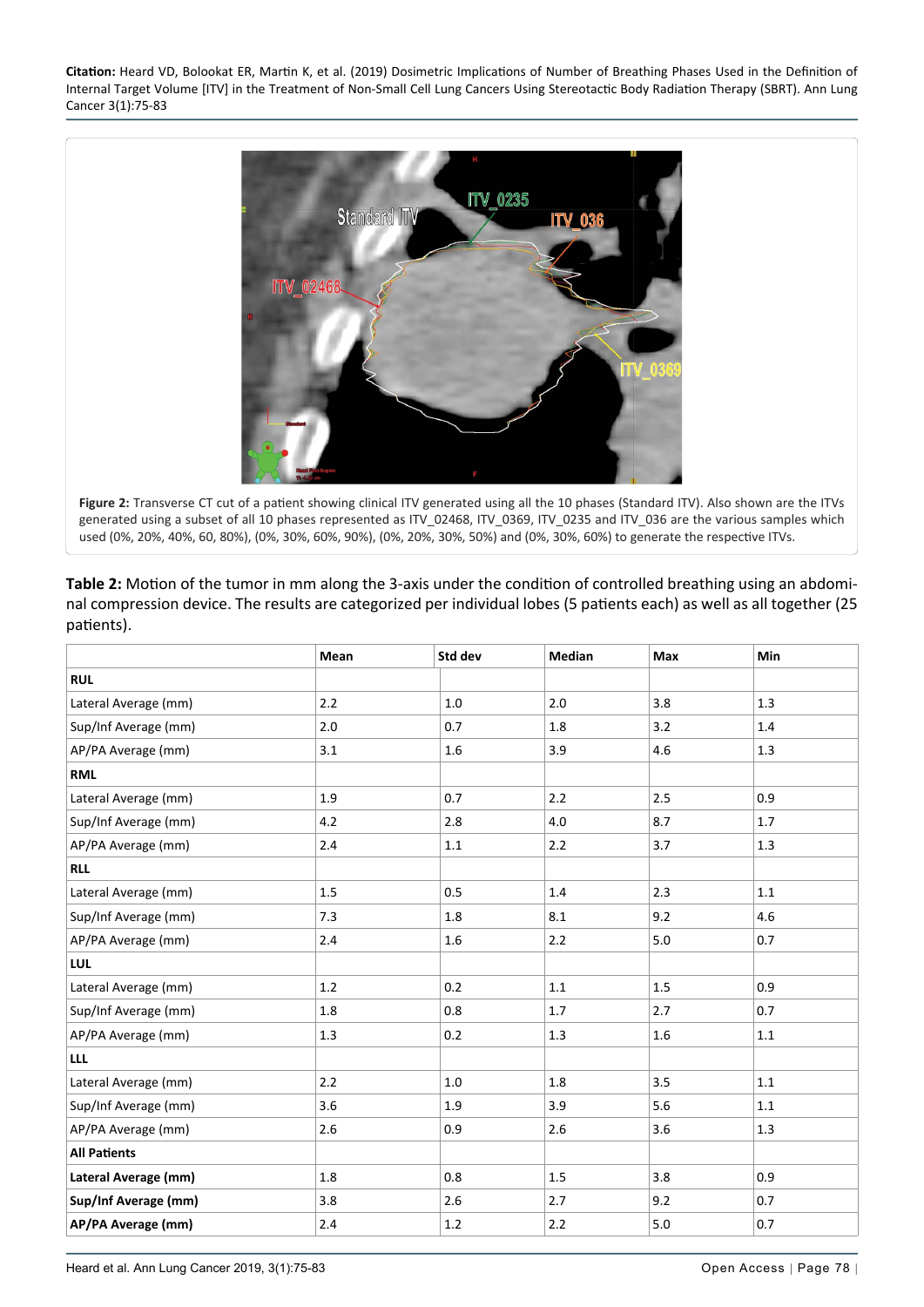Figure 2: Transverse CT cut of a patient showing clinical ITV generated using all the 10 phases (Standard ITV). Also shown are the ITVs generated using a subset of all 10 phases represented as ITV_02468, ITV_0369, ITV_0235 and ITV_036 are the various samples which used (0%, 20%, 40%, 60, 80%), (0%, 30%, 60%, 90%), (0%, 20%, 30%, 50%) and (0%, 30%, 60%) to generate the respective ITVs.

**Table 2:** Motion of the tumor in mm along the 3-axis under the condition of controlled breathing using an abdominal compression device. The results are categorized per individual lobes (5 patients each) as well as all together (25 patients).

| | Mean | Std dev | Median | Max | Min |
|---|---|---|---|---|---|
| **RUL** | | | | | |
| Lateral Average (mm) | 2.2 | 1.0 | 2.0 | 3.8 | 1.3 |
| Sup/Inf Average (mm) | 2.0 | 0.7 | 1.8 | 3.2 | 1.4 |
| AP/PA Average (mm) | 3.1 | 1.6 | 3.9 | 4.6 | 1.3 |
| **RML** | | | | | |
| Lateral Average (mm) | 1.9 | 0.7 | 2.2 | 2.5 | 0.9 |
| Sup/Inf Average (mm) | 4.2 | 2.8 | 4.0 | 8.7 | 1.7 |
| AP/PA Average (mm) | 2.4 | 1.1 | 2.2 | 3.7 | 1.3 |
| **RLL** | | | | | |
| Lateral Average (mm) | 1.5 | 0.5 | 1.4 | 2.3 | 1.1 |
| Sup/Inf Average (mm) | 7.3 | 1.8 | 8.1 | 9.2 | 4.6 |
| AP/PA Average (mm) | 2.4 | 1.6 | 2.2 | 5.0 | 0.7 |
| **LUL** | | | | | |
| Lateral Average (mm) | 1.2 | 0.2 | 1.1 | 1.5 | 0.9 |
| Sup/Inf Average (mm) | 1.8 | 0.8 | 1.7 | 2.7 | 0.7 |
| AP/PA Average (mm) | 1.3 | 0.2 | 1.3 | 1.6 | 1.1 |
| **LLL** | | | | | |
| Lateral Average (mm) | 2.2 | 1.0 | 1.8 | 3.5 | 1.1 |
| Sup/Inf Average (mm) | 3.6 | 1.9 | 3.9 | 5.6 | 1.1 |
| AP/PA Average (mm) | 2.6 | 0.9 | 2.6 | 3.6 | 1.3 |
| **All Patients** | | | | | |
| **Lateral Average (mm)** | 1.8 | 0.8 | 1.5 | 3.8 | 0.9 |
| **Sup/Inf Average (mm)** | 3.8 | 2.6 | 2.7 | 9.2 | 0.7 |
| **AP/PA Average (mm)** | 2.4 | 1.2 | 2.2 | 5.0 | 0.7 |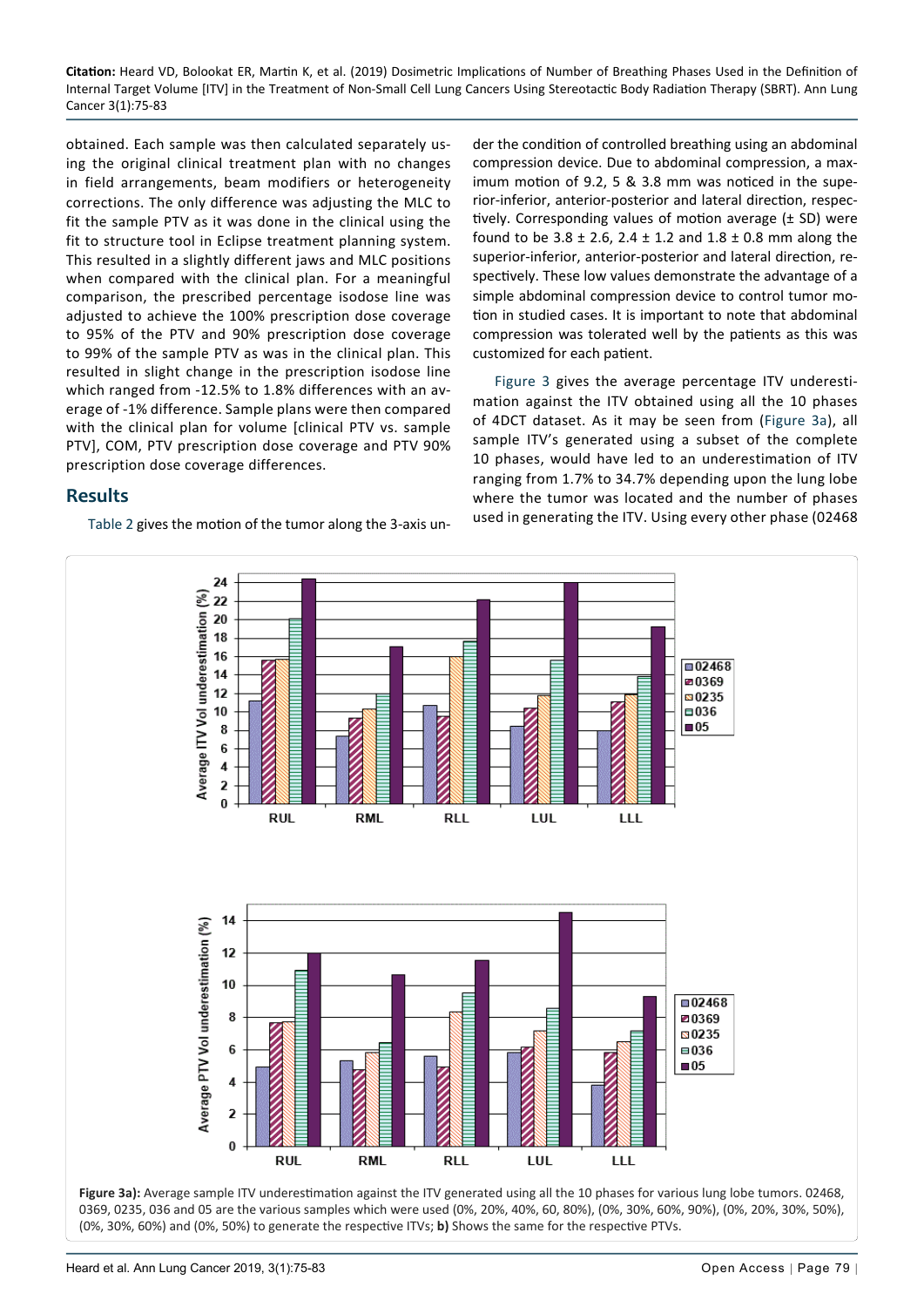obtained. Each sample was then calculated separately using the original clinical treatment plan with no changes in field arrangements, beam modifiers or heterogeneity corrections. The only difference was adjusting the MLC to fit the sample PTV as it was done in the clinical using the fit to structure tool in Eclipse treatment planning system. This resulted in a slightly different jaws and MLC positions when compared with the clinical plan. For a meaningful comparison, the prescribed percentage isodose line was adjusted to achieve the 100% prescription dose coverage to 95% of the PTV and 90% prescription dose coverage to 99% of the sample PTV as was in the clinical plan. This resulted in slight change in the prescription isodose line which ranged from -12.5% to 1.8% differences with an average of -1% difference. Sample plans were then compared with the clinical plan for volume [clinical PTV vs. sample PTV], COM, PTV prescription dose coverage and PTV 90% prescription dose coverage differences.

## Results

Table 2 gives the motion of the tumor along the 3-axis under the condition of controlled breathing using an abdominal compression device. Due to abdominal compression, a maximum motion of 9.2, 5 & 3.8 mm was noticed in the superior-inferior, anterior-posterior and lateral direction, respectively. Corresponding values of motion average (± SD) were found to be 3.8 ± 2.6, 2.4 ± 1.2 and 1.8 ± 0.8 mm along the superior-inferior, anterior-posterior and lateral direction, respectively. These low values demonstrate the advantage of a simple abdominal compression device to control tumor motion in studied cases. It is important to note that abdominal compression was tolerated well by the patients as this was customized for each patient.

Figure 3 gives the average percentage ITV underestimation against the ITV obtained using all the 10 phases of 4DCT dataset. As it may be seen from (Figure 3a), all sample ITV's generated using a subset of the complete 10 phases, would have led to an underestimation of ITV ranging from 1.7% to 34.7% depending upon the lung lobe where the tumor was located and the number of phases used in generating the ITV. Using every other phase (02468

**Figure 3a):** Average sample ITV underestimation against the ITV generated using all the 10 phases for various lung lobe tumors. 02468, 0369, 0235, 036 and 05 are the various samples which were used (0%, 20%, 40%, 60, 80%), (0%, 30%, 60%, 90%), (0%, 20%, 30%, 50%), (0%, 30%, 60%) and (0%, 50%) to generate the respective ITVs; **b)** Shows the same for the respective PTVs.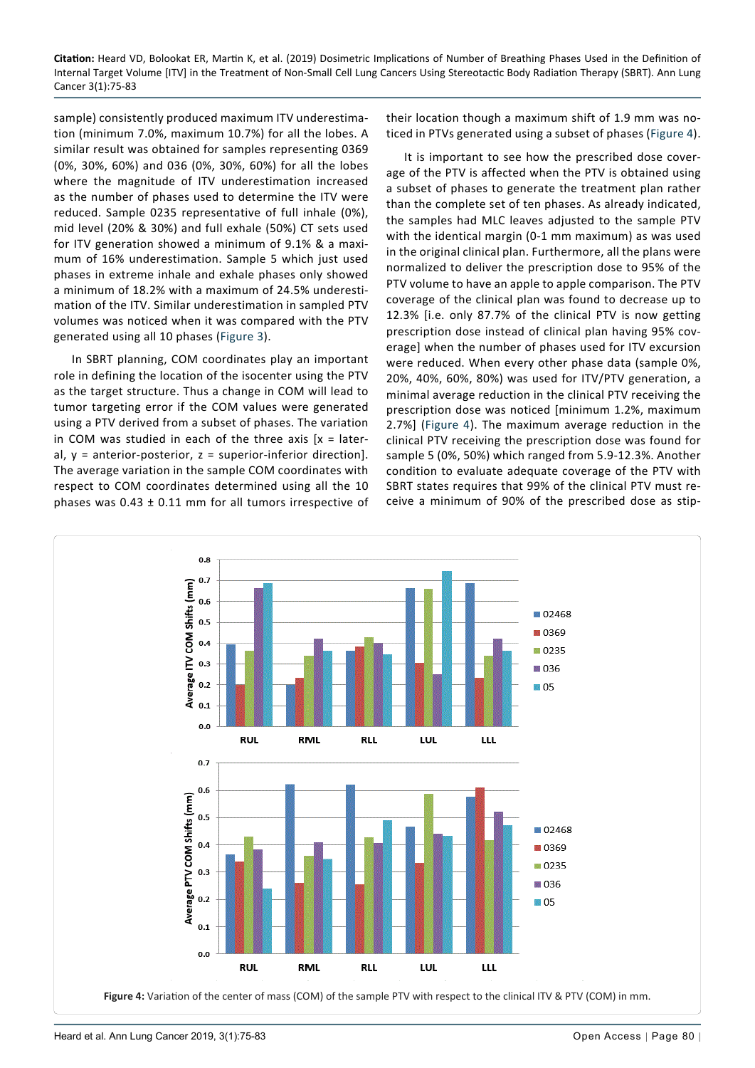sample) consistently produced maximum ITV underestimation (minimum 7.0%, maximum 10.7%) for all the lobes. A similar result was obtained for samples representing 0369 (0%, 30%, 60%) and 036 (0%, 30%, 60%) for all the lobes where the magnitude of ITV underestimation increased as the number of phases used to determine the ITV were reduced. Sample 0235 representative of full inhale (0%), mid level (20% & 30%) and full exhale (50%) CT sets used for ITV generation showed a minimum of 9.1% & a maximum of 16% underestimation. Sample 5 which just used phases in extreme inhale and exhale phases only showed a minimum of 18.2% with a maximum of 24.5% underestimation of the ITV. Similar underestimation in sampled PTV volumes was noticed when it was compared with the PTV generated using all 10 phases (Figure 3).

In SBRT planning, COM coordinates play an important role in defining the location of the isocenter using the PTV as the target structure. Thus a change in COM will lead to tumor targeting error if the COM values were generated using a PTV derived from a subset of phases. The variation in COM was studied in each of the three axis [x = lateral, y = anterior-posterior, z = superior-inferior direction]. The average variation in the sample COM coordinates with respect to COM coordinates determined using all the 10 phases was 0.43 ± 0.11 mm for all tumors irrespective of their location though a maximum shift of 1.9 mm was noticed in PTVs generated using a subset of phases (Figure 4).

It is important to see how the prescribed dose coverage of the PTV is affected when the PTV is obtained using a subset of phases to generate the treatment plan rather than the complete set of ten phases. As already indicated, the samples had MLC leaves adjusted to the sample PTV with the identical margin (0-1 mm maximum) as was used in the original clinical plan. Furthermore, all the plans were normalized to deliver the prescription dose to 95% of the PTV volume to have an apple to apple comparison. The PTV coverage of the clinical plan was found to decrease up to 12.3% [i.e. only 87.7% of the clinical PTV is now getting prescription dose instead of clinical plan having 95% coverage] when the number of phases used for ITV excursion were reduced. When every other phase data (sample 0%, 20%, 40%, 60%, 80%) was used for ITV/PTV generation, a minimal average reduction in the clinical PTV receiving the prescription dose was noticed [minimum 1.2%, maximum 2.7%] (Figure 4). The maximum average reduction in the clinical PTV receiving the prescription dose was found for sample 5 (0%, 50%) which ranged from 5.9-12.3%. Another condition to evaluate adequate coverage of the PTV with SBRT states requires that 99% of the clinical PTV must receive a minimum of 90% of the prescribed dose as stip-

**Figure 4:** Variation of the center of mass (COM) of the sample PTV with respect to the clinical ITV & PTV (COM) in mm.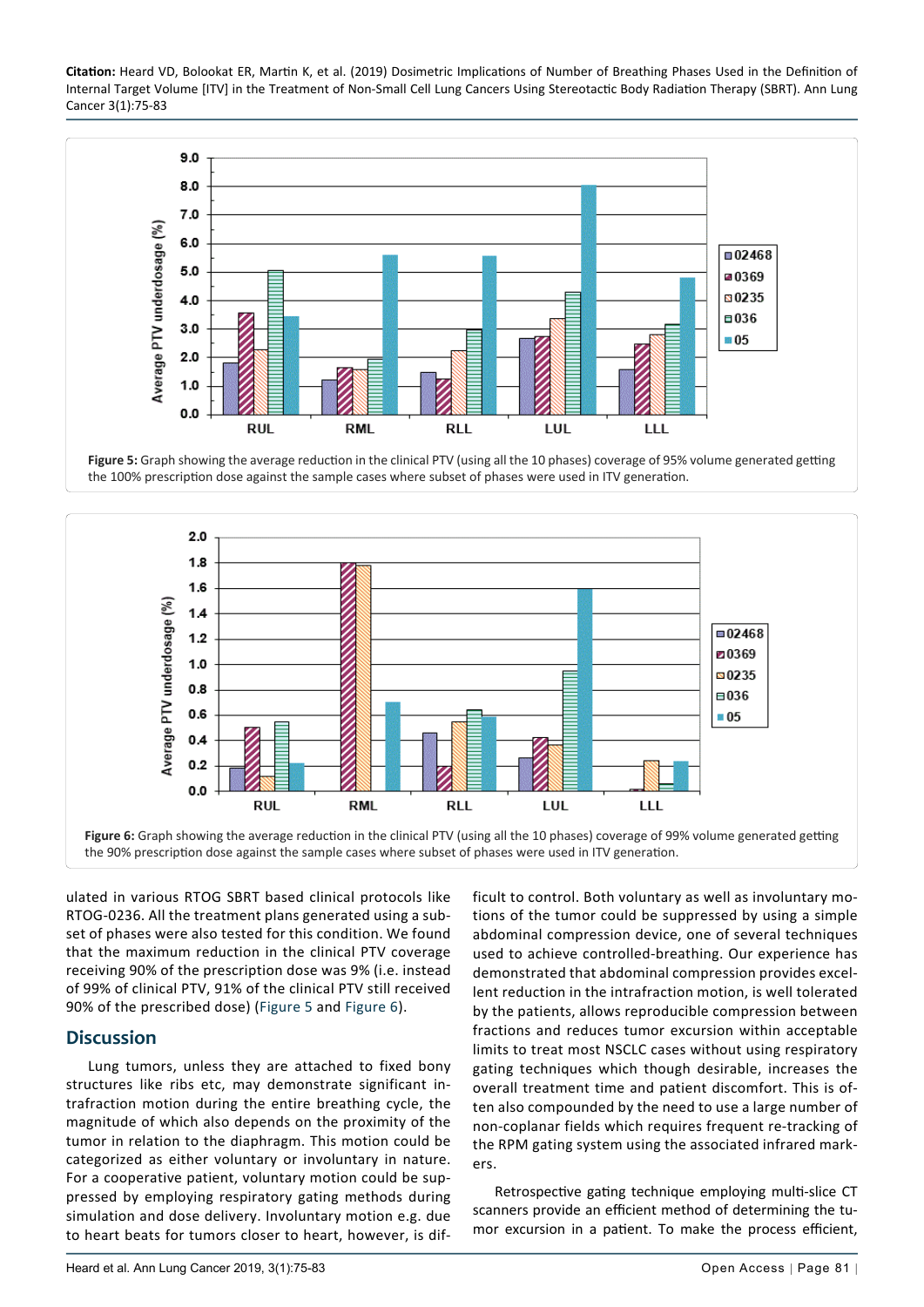Figure 5: Graph showing the average reduction in the clinical PTV (using all the 10 phases) coverage of 95% volume generated getting the 100% prescription dose against the sample cases where subset of phases were used in ITV generation.

Figure 6: Graph showing the average reduction in the clinical PTV (using all the 10 phases) coverage of 99% volume generated getting the 90% prescription dose against the sample cases where subset of phases were used in ITV generation.

ulated in various RTOG SBRT based clinical protocols like RTOG-0236. All the treatment plans generated using a subset of phases were also tested for this condition. We found that the maximum reduction in the clinical PTV coverage receiving 90% of the prescription dose was 9% (i.e. instead of 99% of clinical PTV, 91% of the clinical PTV still received 90% of the prescribed dose) (Figure 5 and Figure 6).

## Discussion

Lung tumors, unless they are attached to fixed bony structures like ribs etc, may demonstrate significant intrafraction motion during the entire breathing cycle, the magnitude of which also depends on the proximity of the tumor in relation to the diaphragm. This motion could be categorized as either voluntary or involuntary in nature. For a cooperative patient, voluntary motion could be suppressed by employing respiratory gating methods during simulation and dose delivery. Involuntary motion e.g. due to heart beats for tumors closer to heart, however, is difficult to control. Both voluntary as well as involuntary motions of the tumor could be suppressed by using a simple abdominal compression device, one of several techniques used to achieve controlled-breathing. Our experience has demonstrated that abdominal compression provides excellent reduction in the intrafraction motion, is well tolerated by the patients, allows reproducible compression between fractions and reduces tumor excursion within acceptable limits to treat most NSCLC cases without using respiratory gating techniques which though desirable, increases the overall treatment time and patient discomfort. This is often also compounded by the need to use a large number of non-coplanar fields which requires frequent re-tracking of the RPM gating system using the associated infrared markers.

Retrospective gating technique employing multi-slice CT scanners provide an efficient method of determining the tumor excursion in a patient. To make the process efficient,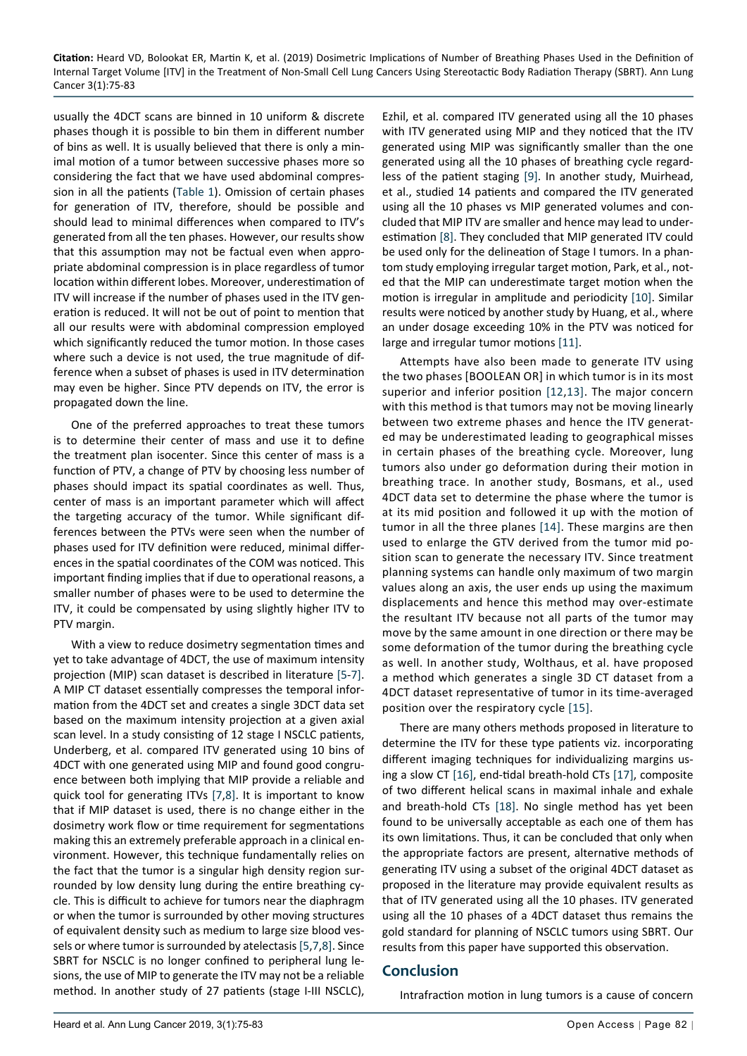usually the 4DCT scans are binned in 10 uniform & discrete phases though it is possible to bin them in different number of bins as well. It is usually believed that there is only a minimal motion of a tumor between successive phases more so considering the fact that we have used abdominal compression in all the patients (Table 1). Omission of certain phases for generation of ITV, therefore, should be possible and should lead to minimal differences when compared to ITV's generated from all the ten phases. However, our results show that this assumption may not be factual even when appropriate abdominal compression is in place regardless of tumor location within different lobes. Moreover, underestimation of ITV will increase if the number of phases used in the ITV generation is reduced. It will not be out of point to mention that all our results were with abdominal compression employed which significantly reduced the tumor motion. In those cases where such a device is not used, the true magnitude of difference when a subset of phases is used in ITV determination may even be higher. Since PTV depends on ITV, the error is propagated down the line.

One of the preferred approaches to treat these tumors is to determine their center of mass and use it to define the treatment plan isocenter. Since this center of mass is a function of PTV, a change of PTV by choosing less number of phases should impact its spatial coordinates as well. Thus, center of mass is an important parameter which will affect the targeting accuracy of the tumor. While significant differences between the PTVs were seen when the number of phases used for ITV definition were reduced, minimal differences in the spatial coordinates of the COM was noticed. This important finding implies that if due to operational reasons, a smaller number of phases were to be used to determine the ITV, it could be compensated by using slightly higher ITV to PTV margin.

With a view to reduce dosimetry segmentation times and yet to take advantage of 4DCT, the use of maximum intensity projection (MIP) scan dataset is described in literature [5-7]. A MIP CT dataset essentially compresses the temporal information from the 4DCT set and creates a single 3DCT data set based on the maximum intensity projection at a given axial scan level. In a study consisting of 12 stage I NSCLC patients, Underberg, et al. compared ITV generated using 10 bins of 4DCT with one generated using MIP and found good congruence between both implying that MIP provide a reliable and quick tool for generating ITVs [7,8]. It is important to know that if MIP dataset is used, there is no change either in the dosimetry work flow or time requirement for segmentations making this an extremely preferable approach in a clinical environment. However, this technique fundamentally relies on the fact that the tumor is a singular high density region surrounded by low density lung during the entire breathing cycle. This is difficult to achieve for tumors near the diaphragm or when the tumor is surrounded by other moving structures of equivalent density such as medium to large size blood vessels or where tumor is surrounded by atelectasis [5,7,8]. Since SBRT for NSCLC is no longer confined to peripheral lung lesions, the use of MIP to generate the ITV may not be a reliable method. In another study of 27 patients (stage I-III NSCLC), Ezhil, et al. compared ITV generated using all the 10 phases with ITV generated using MIP and they noticed that the ITV generated using MIP was significantly smaller than the one generated using all the 10 phases of breathing cycle regardless of the patient staging [9]. In another study, Muirhead, et al., studied 14 patients and compared the ITV generated using all the 10 phases vs MIP generated volumes and concluded that MIP ITV are smaller and hence may lead to underestimation [8]. They concluded that MIP generated ITV could be used only for the delineation of Stage I tumors. In a phantom study employing irregular target motion, Park, et al., noted that the MIP can underestimate target motion when the motion is irregular in amplitude and periodicity [10]. Similar results were noticed by another study by Huang, et al., where an under dosage exceeding 10% in the PTV was noticed for large and irregular tumor motions [11].

Attempts have also been made to generate ITV using the two phases [BOOLEAN OR] in which tumor is in its most superior and inferior position [12,13]. The major concern with this method is that tumors may not be moving linearly between two extreme phases and hence the ITV generated may be underestimated leading to geographical misses in certain phases of the breathing cycle. Moreover, lung tumors also under go deformation during their motion in breathing trace. In another study, Bosmans, et al., used 4DCT data set to determine the phase where the tumor is at its mid position and followed it up with the motion of tumor in all the three planes [14]. These margins are then used to enlarge the GTV derived from the tumor mid position scan to generate the necessary ITV. Since treatment planning systems can handle only maximum of two margin values along an axis, the user ends up using the maximum displacements and hence this method may over-estimate the resultant ITV because not all parts of the tumor may move by the same amount in one direction or there may be some deformation of the tumor during the breathing cycle as well. In another study, Wolthaus, et al. have proposed a method which generates a single 3D CT dataset from a 4DCT dataset representative of tumor in its time-averaged position over the respiratory cycle [15].

There are many others methods proposed in literature to determine the ITV for these type patients viz. incorporating different imaging techniques for individualizing margins using a slow CT [16], end-tidal breath-hold CTs [17], composite of two different helical scans in maximal inhale and exhale and breath-hold CTs [18]. No single method has yet been found to be universally acceptable as each one of them has its own limitations. Thus, it can be concluded that only when the appropriate factors are present, alternative methods of generating ITV using a subset of the original 4DCT dataset as proposed in the literature may provide equivalent results as that of ITV generated using all the 10 phases. ITV generated using all the 10 phases of a 4DCT dataset thus remains the gold standard for planning of NSCLC tumors using SBRT. Our results from this paper have supported this observation.

## Conclusion

Intrafraction motion in lung tumors is a cause of concern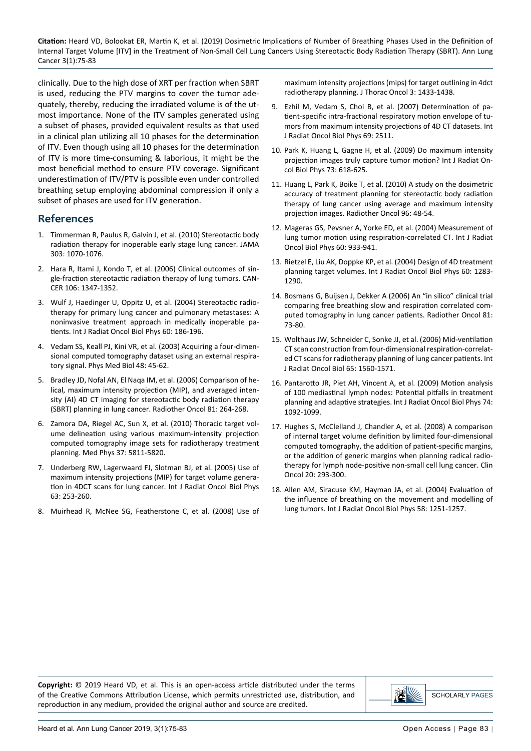clinically. Due to the high dose of XRT per fraction when SBRT is used, reducing the PTV margins to cover the tumor adequately, thereby, reducing the irradiated volume is of the utmost importance. None of the ITV samples generated using a subset of phases, provided equivalent results as that used in a clinical plan utilizing all 10 phases for the determination of ITV. Even though using all 10 phases for the determination of ITV is more time-consuming & laborious, it might be the most beneficial method to ensure PTV coverage. Significant underestimation of ITV/PTV is possible even under controlled breathing setup employing abdominal compression if only a subset of phases are used for ITV generation.

## References

1. Timmerman R, Paulus R, Galvin J, et al. (2010) Stereotactic body radiation therapy for inoperable early stage lung cancer. JAMA 303: 1070-1076.
2. Hara R, Itami J, Kondo T, et al. (2006) Clinical outcomes of single-fraction stereotactic radiation therapy of lung tumors. CANCER 106: 1347-1352.
3. Wulf J, Haedinger U, Oppitz U, et al. (2004) Stereotactic radiotherapy for primary lung cancer and pulmonary metastases: A noninvasive treatment approach in medically inoperable patients. Int J Radiat Oncol Biol Phys 60: 186-196.
4. Vedam SS, Keall PJ, Kini VR, et al. (2003) Acquiring a four-dimensional computed tomography dataset using an external respiratory signal. Phys Med Biol 48: 45-62.
5. Bradley JD, Nofal AN, El Naqa IM, et al. (2006) Comparison of helical, maximum intensity projection (MIP), and averaged intensity (AI) 4D CT imaging for stereotactic body radiation therapy (SBRT) planning in lung cancer. Radiother Oncol 81: 264-268.
6. Zamora DA, Riegel AC, Sun X, et al. (2010) Thoracic target volume delineation using various maximum-intensity projection computed tomography image sets for radiotherapy treatment planning. Med Phys 37: 5811-5820.
7. Underberg RW, Lagerwaard FJ, Slotman BJ, et al. (2005) Use of maximum intensity projections (MIP) for target volume generation in 4DCT scans for lung cancer. Int J Radiat Oncol Biol Phys 63: 253-260.
8. Muirhead R, McNee SG, Featherstone C, et al. (2008) Use of maximum intensity projections (mips) for target outlining in 4dct radiotherapy planning. J Thorac Oncol 3: 1433-1438.
9. Ezhil M, Vedam S, Choi B, et al. (2007) Determination of patient-specific intra-fractional respiratory motion envelope of tumors from maximum intensity projections of 4D CT datasets. Int J Radiat Oncol Biol Phys 69: 2511.
10. Park K, Huang L, Gagne H, et al. (2009) Do maximum intensity projection images truly capture tumor motion? Int J Radiat Oncol Biol Phys 73: 618-625.
11. Huang L, Park K, Boike T, et al. (2010) A study on the dosimetric accuracy of treatment planning for stereotactic body radiation therapy of lung cancer using average and maximum intensity projection images. Radiother Oncol 96: 48-54.
12. Mageras GS, Pevsner A, Yorke ED, et al. (2004) Measurement of lung tumor motion using respiration-correlated CT. Int J Radiat Oncol Biol Phys 60: 933-941.
13. Rietzel E, Liu AK, Doppke KP, et al. (2004) Design of 4D treatment planning target volumes. Int J Radiat Oncol Biol Phys 60: 1283-1290.
14. Bosmans G, Buijsen J, Dekker A (2006) An "in silico" clinical trial comparing free breathing slow and respiration correlated computed tomography in lung cancer patients. Radiother Oncol 81: 73-80.
15. Wolthaus JW, Schneider C, Sonke JJ, et al. (2006) Mid-ventilation CT scan construction from four-dimensional respiration-correlated CT scans for radiotherapy planning of lung cancer patients. Int J Radiat Oncol Biol 65: 1560-1571.
16. Pantarotto JR, Piet AH, Vincent A, et al. (2009) Motion analysis of 100 mediastinal lymph nodes: Potential pitfalls in treatment planning and adaptive strategies. Int J Radiat Oncol Biol Phys 74: 1092-1099.
17. Hughes S, McClelland J, Chandler A, et al. (2008) A comparison of internal target volume definition by limited four-dimensional computed tomography, the addition of patient-specific margins, or the addition of generic margins when planning radical radiotherapy for lymph node-positive non-small cell lung cancer. Clin Oncol 20: 293-300.
18. Allen AM, Siracuse KM, Hayman JA, et al. (2004) Evaluation of the influence of breathing on the movement and modelling of lung tumors. Int J Radiat Oncol Biol Phys 58: 1251-1257.

**Copyright:** © 2019 Heard VD, et al. This is an open-access article distributed under the terms of the Creative Commons Attribution License, which permits unrestricted use, distribution, and reproduction in any medium, provided the original author and source are credited.